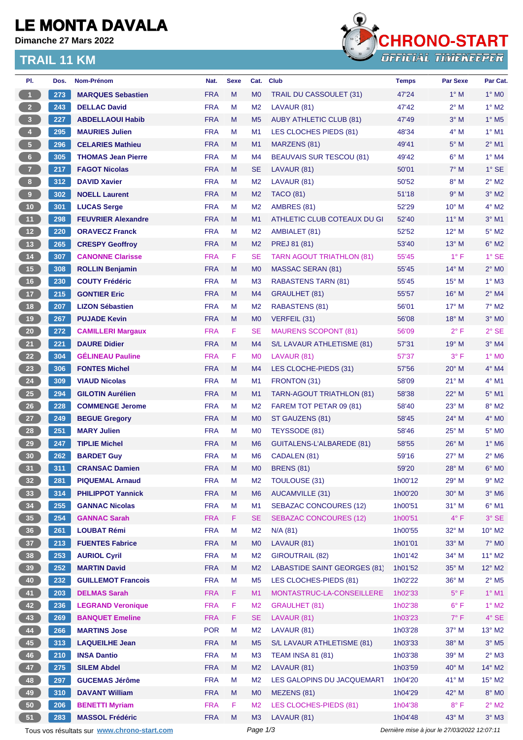# LE MONTA DAVALA

**Dimanche 27 Mars 2022**

## TRAIL 11 KM

CHRONO-START OFFICIAL TIMEKEEPER

| Pl. | Dos. | Nom-Prénom | Nat. | Sexe | Cat. | Club | Temps | Par Sexe | Par Cat. |
|---|---|---|---|---|---|---|---|---|---|
| 1 | 273 | **MARQUES Sebastien** | FRA | M | M0 | TRAIL DU CASSOULET (31) | 47'24 | 1° M | 1° M0 |
| 2 | 243 | **DELLAC David** | FRA | M | M2 | LAVAUR (81) | 47'42 | 2° M | 1° M2 |
| 3 | 227 | **ABDELLAOUI Habib** | FRA | M | M5 | AUBY ATHLETIC CLUB (81) | 47'49 | 3° M | 1° M5 |
| 4 | 295 | **MAURIES Julien** | FRA | M | M1 | LES CLOCHES PIEDS (81) | 48'34 | 4° M | 1° M1 |
| 5 | 296 | **CELARIES Mathieu** | FRA | M | M1 | MARZENS (81) | 49'41 | 5° M | 2° M1 |
| 6 | 305 | **THOMAS Jean Pierre** | FRA | M | M4 | BEAUVAIS SUR TESCOU (81) | 49'42 | 6° M | 1° M4 |
| 7 | 217 | **FAGOT Nicolas** | FRA | M | SE | LAVAUR (81) | 50'01 | 7° M | 1° SE |
| 8 | 312 | **DAVID Xavier** | FRA | M | M2 | LAVAUR (81) | 50'52 | 8° M | 2° M2 |
| 9 | 302 | **NOELL Laurent** | FRA | M | M2 | TACO (81) | 51'18 | 9° M | 3° M2 |
| 10 | 301 | **LUCAS Serge** | FRA | M | M2 | AMBRES (81) | 52'29 | 10° M | 4° M2 |
| 11 | 298 | **FEUVRIER Alexandre** | FRA | M | M1 | ATHLETIC CLUB COTEAUX DU GI | 52'40 | 11° M | 3° M1 |
| 12 | 220 | **ORAVECZ Franck** | FRA | M | M2 | AMBIALET (81) | 52'52 | 12° M | 5° M2 |
| 13 | 265 | **CRESPY Geoffroy** | FRA | M | M2 | PREJ 81 (81) | 53'40 | 13° M | 6° M2 |
| 14 | 307 | **CANONNE Clarisse** | FRA | F | SE | TARN AGOUT TRIATHLON (81) | 55'45 | 1° F | 1° SE |
| 15 | 308 | **ROLLIN Benjamin** | FRA | M | M0 | MASSAC SERAN (81) | 55'45 | 14° M | 2° M0 |
| 16 | 230 | **COUTY Frédéric** | FRA | M | M3 | RABASTENS TARN (81) | 55'45 | 15° M | 1° M3 |
| 17 | 215 | **GONTIER Eric** | FRA | M | M4 | GRAULHET (81) | 55'57 | 16° M | 2° M4 |
| 18 | 207 | **LIZON Sébastien** | FRA | M | M2 | RABASTENS (81) | 56'01 | 17° M | 7° M2 |
| 19 | 267 | **PUJADE Kevin** | FRA | M | M0 | VERFEIL (31) | 56'08 | 18° M | 3° M0 |
| 20 | 272 | **CAMILLERI Margaux** | FRA | F | SE | MAURENS SCOPONT (81) | 56'09 | 2° F | 2° SE |
| 21 | 221 | **DAURE Didier** | FRA | M | M4 | S/L LAVAUR ATHLETISME (81) | 57'31 | 19° M | 3° M4 |
| 22 | 304 | **GÉLINEAU Pauline** | FRA | F | M0 | LAVAUR (81) | 57'37 | 3° F | 1° M0 |
| 23 | 306 | **FONTES Michel** | FRA | M | M4 | LES CLOCHE-PIEDS (31) | 57'56 | 20° M | 4° M4 |
| 24 | 309 | **VIAUD Nicolas** | FRA | M | M1 | FRONTON (31) | 58'09 | 21° M | 4° M1 |
| 25 | 294 | **GILOTIN Aurélien** | FRA | M | M1 | TARN-AGOUT TRIATHLON (81) | 58'38 | 22° M | 5° M1 |
| 26 | 228 | **COMMENGE Jerome** | FRA | M | M2 | FAREM TOT PETAR 09 (81) | 58'40 | 23° M | 8° M2 |
| 27 | 249 | **BEGUE Gregory** | FRA | M | M0 | ST GAUZENS (81) | 58'45 | 24° M | 4° M0 |
| 28 | 251 | **MARY Julien** | FRA | M | M0 | TEYSSODE (81) | 58'46 | 25° M | 5° M0 |
| 29 | 247 | **TIPLIE Michel** | FRA | M | M6 | GUITALENS-L'ALBAREDE (81) | 58'55 | 26° M | 1° M6 |
| 30 | 262 | **BARDET Guy** | FRA | M | M6 | CADALEN (81) | 59'16 | 27° M | 2° M6 |
| 31 | 311 | **CRANSAC Damien** | FRA | M | M0 | BRENS (81) | 59'20 | 28° M | 6° M0 |
| 32 | 281 | **PIQUEMAL Arnaud** | FRA | M | M2 | TOULOUSE (31) | 1h00'12 | 29° M | 9° M2 |
| 33 | 314 | **PHILIPPOT Yannick** | FRA | M | M6 | AUCAMVILLE (31) | 1h00'20 | 30° M | 3° M6 |
| 34 | 255 | **GANNAC Nicolas** | FRA | M | M1 | SEBAZAC CONCOURES (12) | 1h00'51 | 31° M | 6° M1 |
| 35 | 254 | **GANNAC Sarah** | FRA | F | SE | SEBAZAC CONCOURES (12) | 1h00'51 | 4° F | 3° SE |
| 36 | 261 | **LOUBAT Rémi** | FRA | M | M2 | N/A (81) | 1h00'55 | 32° M | 10° M2 |
| 37 | 213 | **FUENTES Fabrice** | FRA | M | M0 | LAVAUR (81) | 1h01'01 | 33° M | 7° M0 |
| 38 | 253 | **AURIOL Cyril** | FRA | M | M2 | GIROUTRAIL (82) | 1h01'42 | 34° M | 11° M2 |
| 39 | 252 | **MARTIN David** | FRA | M | M2 | LABASTIDE SAINT GEORGES (81) | 1h01'52 | 35° M | 12° M2 |
| 40 | 232 | **GUILLEMOT Francois** | FRA | M | M5 | LES CLOCHES-PIEDS (81) | 1h02'22 | 36° M | 2° M5 |
| 41 | 203 | **DELMAS Sarah** | FRA | F | M1 | MONTASTRUC-LA-CONSEILLERE | 1h02'33 | 5° F | 1° M1 |
| 42 | 236 | **LEGRAND Veronique** | FRA | F | M2 | GRAULHET (81) | 1h02'38 | 6° F | 1° M2 |
| 43 | 269 | **BANQUET Emeline** | FRA | F | SE | LAVAUR (81) | 1h03'23 | 7° F | 4° SE |
| 44 | 266 | **MARTINS Jose** | POR | M | M2 | LAVAUR (81) | 1h03'28 | 37° M | 13° M2 |
| 45 | 313 | **LAQUEILHE Jean** | FRA | M | M5 | S/L LAVAUR ATHLETISME (81) | 1h03'33 | 38° M | 3° M5 |
| 46 | 210 | **INSA Dantio** | FRA | M | M3 | TEAM INSA 81 (81) | 1h03'38 | 39° M | 2° M3 |
| 47 | 275 | **SILEM Abdel** | FRA | M | M2 | LAVAUR (81) | 1h03'59 | 40° M | 14° M2 |
| 48 | 297 | **GUCEMAS Jérôme** | FRA | M | M2 | LES GALOPINS DU JACQUEMART | 1h04'20 | 41° M | 15° M2 |
| 49 | 310 | **DAVANT William** | FRA | M | M0 | MEZENS (81) | 1h04'29 | 42° M | 8° M0 |
| 50 | 206 | **BENETTI Myriam** | FRA | F | M2 | LES CLOCHES-PIEDS (81) | 1h04'38 | 8° F | 2° M2 |
| 51 | 283 | **MASSOL Frédéric** | FRA | M | M3 | LAVAUR (81) | 1h04'48 | 43° M | 3° M3 |

Tous vos résultats sur www.chrono-start.com

*Dernière mise à jour le 27/03/2022 12:07:11*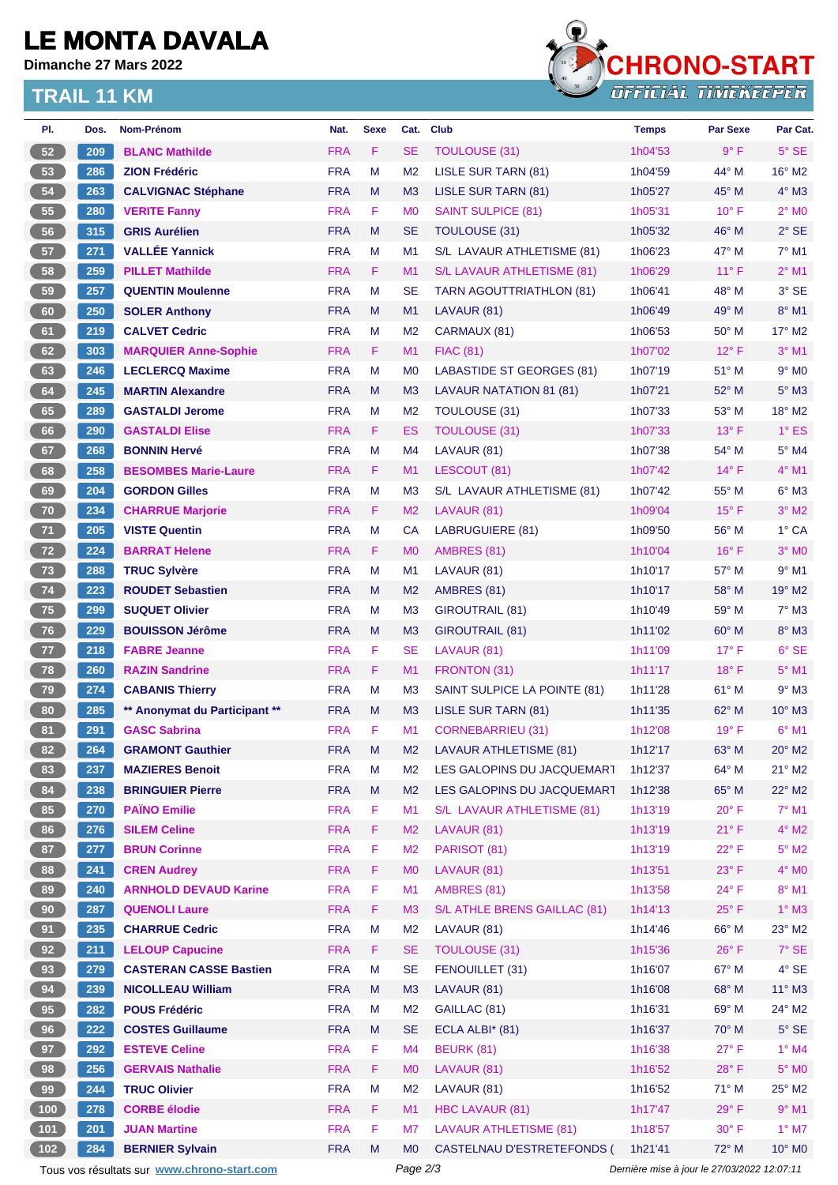# LE MONTA DAVALA

**Dimanche 27 Mars 2022**

## TRAIL 11 KM

CHRONO-START OFFICIAL TIMEKEEPER

| Pl. | Dos. | Nom-Prénom | Nat. | Sexe | Cat. | Club | Temps | Par Sexe | Par Cat. |
|---|---|---|---|---|---|---|---|---|---|
| 52 | 209 | BLANC Mathilde | FRA | F | SE | TOULOUSE (31) | 1h04'53 | 9° F | 5° SE |
| 53 | 286 | ZION Frédéric | FRA | M | M2 | LISLE SUR TARN (81) | 1h04'59 | 44° M | 16° M2 |
| 54 | 263 | CALVIGNAC Stéphane | FRA | M | M3 | LISLE SUR TARN (81) | 1h05'27 | 45° M | 4° M3 |
| 55 | 280 | VERITE Fanny | FRA | F | M0 | SAINT SULPICE (81) | 1h05'31 | 10° F | 2° M0 |
| 56 | 315 | GRIS Aurélien | FRA | M | SE | TOULOUSE (31) | 1h05'32 | 46° M | 2° SE |
| 57 | 271 | VALLÉE Yannick | FRA | M | M1 | S/L LAVAUR ATHLETISME (81) | 1h06'23 | 47° M | 7° M1 |
| 58 | 259 | PILLET Mathilde | FRA | F | M1 | S/L LAVAUR ATHLETISME (81) | 1h06'29 | 11° F | 2° M1 |
| 59 | 257 | QUENTIN Moulenne | FRA | M | SE | TARN AGOUTTRIATHLON (81) | 1h06'41 | 48° M | 3° SE |
| 60 | 250 | SOLER Anthony | FRA | M | M1 | LAVAUR (81) | 1h06'49 | 49° M | 8° M1 |
| 61 | 219 | CALVET Cedric | FRA | M | M2 | CARMAUX (81) | 1h06'53 | 50° M | 17° M2 |
| 62 | 303 | MARQUIER Anne-Sophie | FRA | F | M1 | FIAC (81) | 1h07'02 | 12° F | 3° M1 |
| 63 | 246 | LECLERCQ Maxime | FRA | M | M0 | LABASTIDE ST GEORGES (81) | 1h07'19 | 51° M | 9° M0 |
| 64 | 245 | MARTIN Alexandre | FRA | M | M3 | LAVAUR NATATION 81 (81) | 1h07'21 | 52° M | 5° M3 |
| 65 | 289 | GASTALDI Jerome | FRA | M | M2 | TOULOUSE (31) | 1h07'33 | 53° M | 18° M2 |
| 66 | 290 | GASTALDI Elise | FRA | F | ES | TOULOUSE (31) | 1h07'33 | 13° F | 1° ES |
| 67 | 268 | BONNIN Hervé | FRA | M | M4 | LAVAUR (81) | 1h07'38 | 54° M | 5° M4 |
| 68 | 258 | BESOMBES Marie-Laure | FRA | F | M1 | LESCOUT (81) | 1h07'42 | 14° F | 4° M1 |
| 69 | 204 | GORDON Gilles | FRA | M | M3 | S/L LAVAUR ATHLETISME (81) | 1h07'42 | 55° M | 6° M3 |
| 70 | 234 | CHARRUE Marjorie | FRA | F | M2 | LAVAUR (81) | 1h09'04 | 15° F | 3° M2 |
| 71 | 205 | VISTE Quentin | FRA | M | CA | LABRUGUIERE (81) | 1h09'50 | 56° M | 1° CA |
| 72 | 224 | BARRAT Helene | FRA | F | M0 | AMBRES (81) | 1h10'04 | 16° F | 3° M0 |
| 73 | 288 | TRUC Sylvère | FRA | M | M1 | LAVAUR (81) | 1h10'17 | 57° M | 9° M1 |
| 74 | 223 | ROUDET Sebastien | FRA | M | M2 | AMBRES (81) | 1h10'17 | 58° M | 19° M2 |
| 75 | 299 | SUQUET Olivier | FRA | M | M3 | GIROUTRAIL (81) | 1h10'49 | 59° M | 7° M3 |
| 76 | 229 | BOUISSON Jérôme | FRA | M | M3 | GIROUTRAIL (81) | 1h11'02 | 60° M | 8° M3 |
| 77 | 218 | FABRE Jeanne | FRA | F | SE | LAVAUR (81) | 1h11'09 | 17° F | 6° SE |
| 78 | 260 | RAZIN Sandrine | FRA | F | M1 | FRONTON (31) | 1h11'17 | 18° F | 5° M1 |
| 79 | 274 | CABANIS Thierry | FRA | M | M3 | SAINT SULPICE LA POINTE (81) | 1h11'28 | 61° M | 9° M3 |
| 80 | 285 | ** Anonymat du Participant ** | FRA | M | M3 | LISLE SUR TARN (81) | 1h11'35 | 62° M | 10° M3 |
| 81 | 291 | GASC Sabrina | FRA | F | M1 | CORNEBARRIEU (31) | 1h12'08 | 19° F | 6° M1 |
| 82 | 264 | GRAMONT Gauthier | FRA | M | M2 | LAVAUR ATHLETISME (81) | 1h12'17 | 63° M | 20° M2 |
| 83 | 237 | MAZIERES Benoit | FRA | M | M2 | LES GALOPINS DU JACQUEMART | 1h12'37 | 64° M | 21° M2 |
| 84 | 238 | BRINGUIER Pierre | FRA | M | M2 | LES GALOPINS DU JACQUEMART | 1h12'38 | 65° M | 22° M2 |
| 85 | 270 | PAÏNO Emilie | FRA | F | M1 | S/L LAVAUR ATHLETISME (81) | 1h13'19 | 20° F | 7° M1 |
| 86 | 276 | SILEM Celine | FRA | F | M2 | LAVAUR (81) | 1h13'19 | 21° F | 4° M2 |
| 87 | 277 | BRUN Corinne | FRA | F | M2 | PARISOT (81) | 1h13'19 | 22° F | 5° M2 |
| 88 | 241 | CREN Audrey | FRA | F | M0 | LAVAUR (81) | 1h13'51 | 23° F | 4° M0 |
| 89 | 240 | ARNHOLD DEVAUD Karine | FRA | F | M1 | AMBRES (81) | 1h13'58 | 24° F | 8° M1 |
| 90 | 287 | QUENOLI Laure | FRA | F | M3 | S/L ATHLE BRENS GAILLAC (81) | 1h14'13 | 25° F | 1° M3 |
| 91 | 235 | CHARRUE Cedric | FRA | M | M2 | LAVAUR (81) | 1h14'46 | 66° M | 23° M2 |
| 92 | 211 | LELOUP Capucine | FRA | F | SE | TOULOUSE (31) | 1h15'36 | 26° F | 7° SE |
| 93 | 279 | CASTERAN CASSE Bastien | FRA | M | SE | FENOUILLET (31) | 1h16'07 | 67° M | 4° SE |
| 94 | 239 | NICOLLEAU William | FRA | M | M3 | LAVAUR (81) | 1h16'08 | 68° M | 11° M3 |
| 95 | 282 | POUS Frédéric | FRA | M | M2 | GAILLAC (81) | 1h16'31 | 69° M | 24° M2 |
| 96 | 222 | COSTES Guillaume | FRA | M | SE | ECLA ALBI* (81) | 1h16'37 | 70° M | 5° SE |
| 97 | 292 | ESTEVE Celine | FRA | F | M4 | BEURK (81) | 1h16'38 | 27° F | 1° M4 |
| 98 | 256 | GERVAIS Nathalie | FRA | F | M0 | LAVAUR (81) | 1h16'52 | 28° F | 5° M0 |
| 99 | 244 | TRUC Olivier | FRA | M | M2 | LAVAUR (81) | 1h16'52 | 71° M | 25° M2 |
| 100 | 278 | CORBE élodie | FRA | F | M1 | HBC LAVAUR (81) | 1h17'47 | 29° F | 9° M1 |
| 101 | 201 | JUAN Martine | FRA | F | M7 | LAVAUR ATHLETISME (81) | 1h18'57 | 30° F | 1° M7 |
| 102 | 284 | BERNIER Sylvain | FRA | M | M0 | CASTELNAU D'ESTRETEFONDS ( | 1h21'41 | 72° M | 10° M0 |

Tous vos résultats sur www.chrono-start.com

Dernière mise à jour le 27/03/2022 12:07:11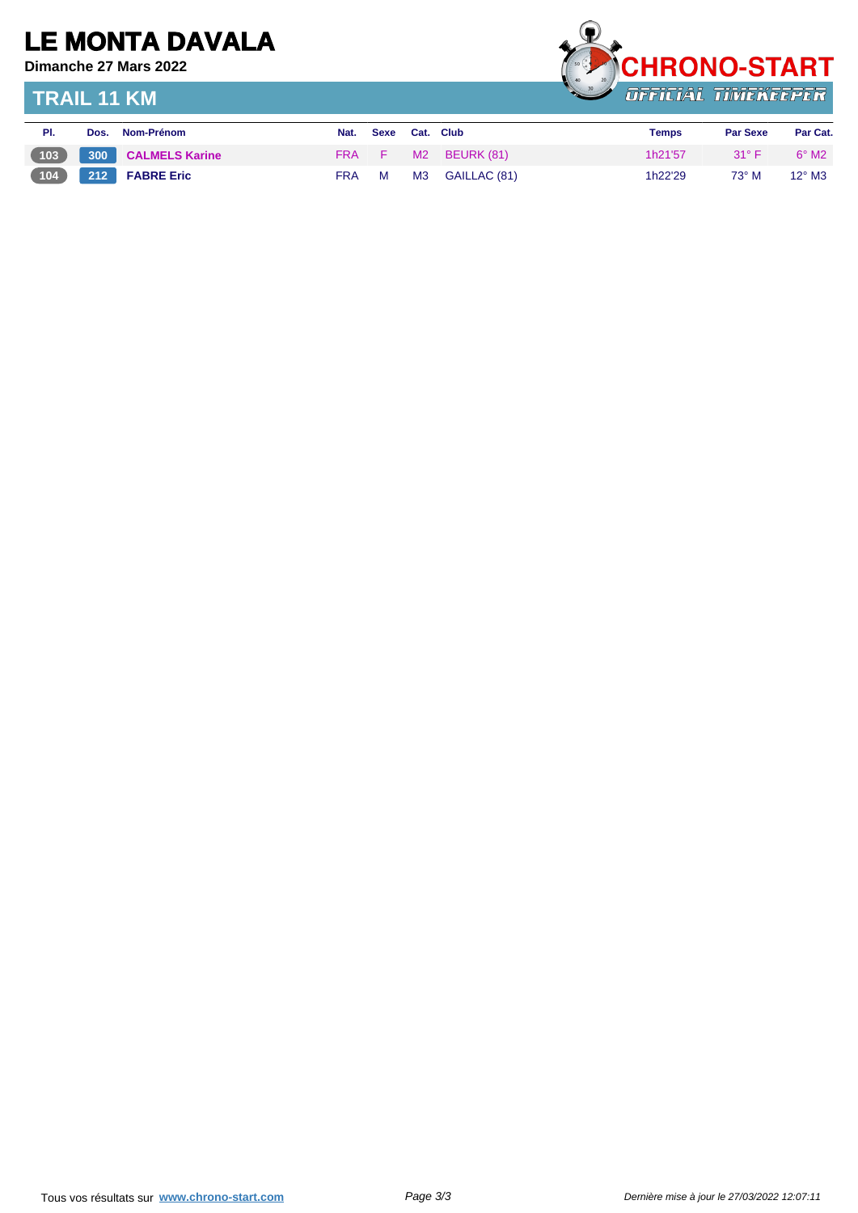# LE MONTA DAVALA

**Dimanche 27 Mars 2022**

CHRONO-START

OFFICIAL TIMEKEEPER

## TRAIL 11 KM

| Pl. | Dos. | Nom-Prénom | Nat. | Sexe | Cat. | Club | Temps | Par Sexe | Par Cat. |
|---|---|---|---|---|---|---|---|---|---|
| 103 | 300 | **CALMELS Karine** | FRA | F | M2 | BEURK (81) | 1h21'57 | 31° F | 6° M2 |
| 104 | 212 | **FABRE Eric** | FRA | M | M3 | GAILLAC (81) | 1h22'29 | 73° M | 12° M3 |

Tous vos résultats sur **www.chrono-start.com**

*Dernière mise à jour le 27/03/2022 12:07:11*